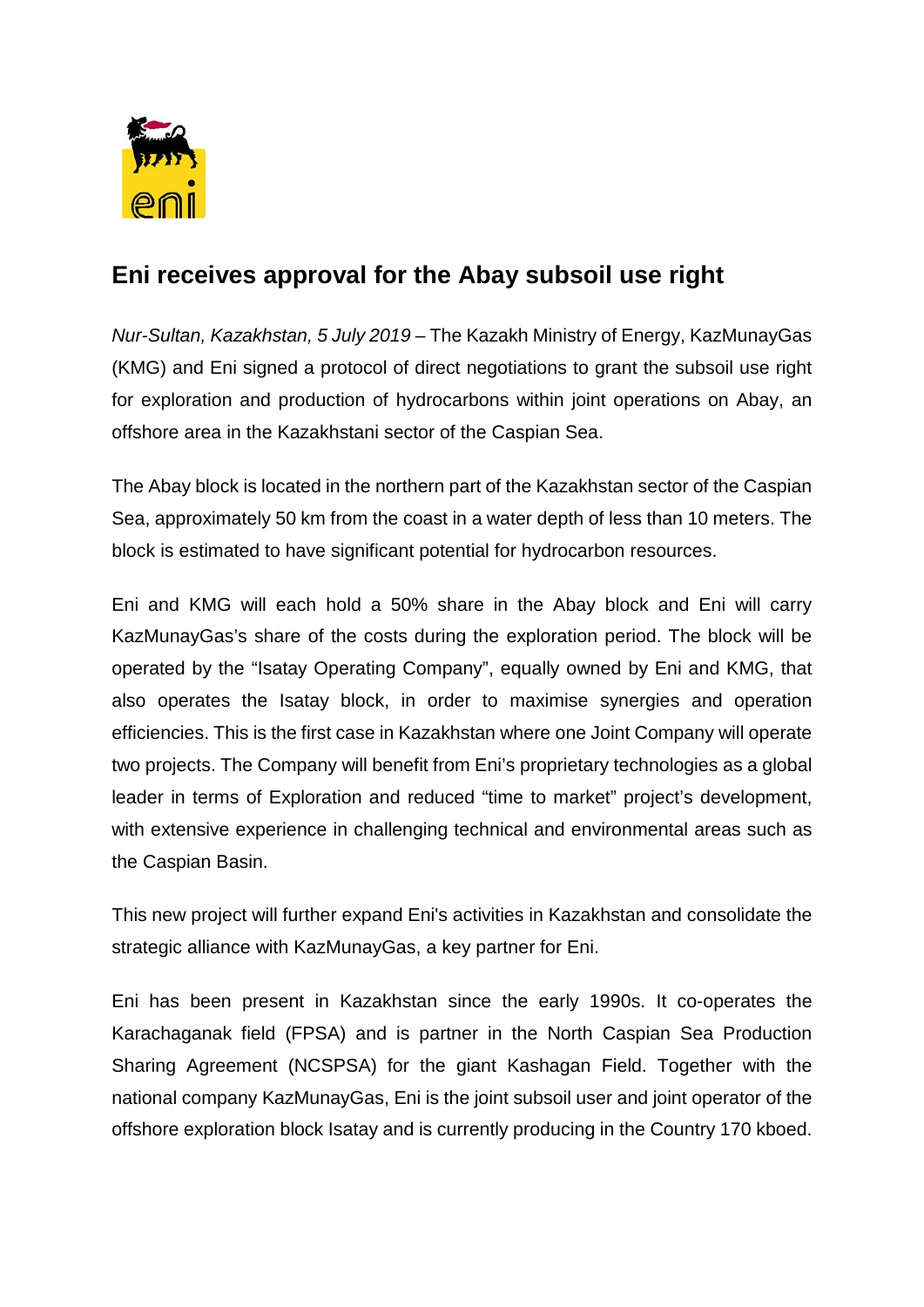# Eni receives approval for the Abay subsoil use right

*Nur-Sultan, Kazakhstan, 5 July 2019* – The Kazakh Ministry of Energy, KazMunayGas (KMG) and Eni signed a protocol of direct negotiations to grant the subsoil use right for exploration and production of hydrocarbons within joint operations on Abay, an offshore area in the Kazakhstani sector of the Caspian Sea.

The Abay block is located in the northern part of the Kazakhstan sector of the Caspian Sea, approximately 50 km from the coast in a water depth of less than 10 meters. The block is estimated to have significant potential for hydrocarbon resources.

Eni and KMG will each hold a 50% share in the Abay block and Eni will carry KazMunayGas's share of the costs during the exploration period. The block will be operated by the "Isatay Operating Company", equally owned by Eni and KMG, that also operates the Isatay block, in order to maximise synergies and operation efficiencies. This is the first case in Kazakhstan where one Joint Company will operate two projects. The Company will benefit from Eni's proprietary technologies as a global leader in terms of Exploration and reduced "time to market" project's development, with extensive experience in challenging technical and environmental areas such as the Caspian Basin.

This new project will further expand Eni's activities in Kazakhstan and consolidate the strategic alliance with KazMunayGas, a key partner for Eni.

Eni has been present in Kazakhstan since the early 1990s. It co-operates the Karachaganak field (FPSA) and is partner in the North Caspian Sea Production Sharing Agreement (NCSPSA) for the giant Kashagan Field. Together with the national company KazMunayGas, Eni is the joint subsoil user and joint operator of the offshore exploration block Isatay and is currently producing in the Country 170 kboed.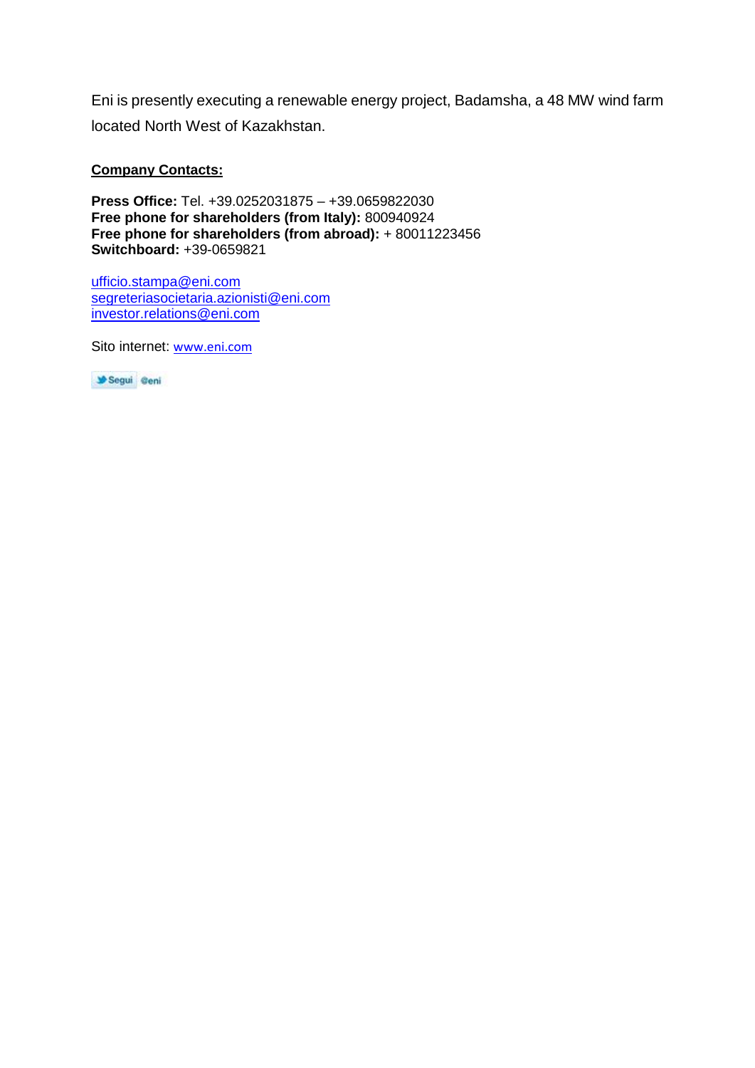Eni is presently executing a renewable energy project, Badamsha, a 48 MW wind farm located North West of Kazakhstan.

**Company Contacts:**

**Press Office:** Tel. +39.0252031875 – +39.0659822030
**Free phone for shareholders (from Italy):** 800940924
**Free phone for shareholders (from abroad):** + 80011223456
**Switchboard:** +39-0659821

ufficio.stampa@eni.com
segreteriasocietaria.azionisti@eni.com
investor.relations@eni.com

Sito internet: www.eni.com

Segui @eni